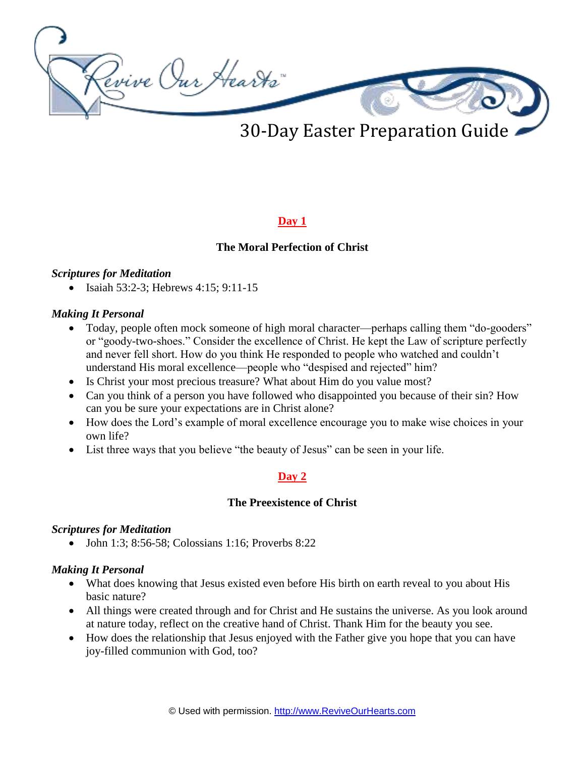# 30-Day Easter Preparation Guide

## Day 1

### The Moral Perfection of Christ

***Scriptures for Meditation***

- Isaiah 53:2-3; Hebrews 4:15; 9:11-15

***Making It Personal***

- Today, people often mock someone of high moral character—perhaps calling them "do-gooders" or "goody-two-shoes." Consider the excellence of Christ. He kept the Law of scripture perfectly and never fell short. How do you think He responded to people who watched and couldn't understand His moral excellence—people who "despised and rejected" him?
- Is Christ your most precious treasure? What about Him do you value most?
- Can you think of a person you have followed who disappointed you because of their sin? How can you be sure your expectations are in Christ alone?
- How does the Lord's example of moral excellence encourage you to make wise choices in your own life?
- List three ways that you believe "the beauty of Jesus" can be seen in your life.

## Day 2

### The Preexistence of Christ

***Scriptures for Meditation***

- John 1:3; 8:56-58; Colossians 1:16; Proverbs 8:22

***Making It Personal***

- What does knowing that Jesus existed even before His birth on earth reveal to you about His basic nature?
- All things were created through and for Christ and He sustains the universe. As you look around at nature today, reflect on the creative hand of Christ. Thank Him for the beauty you see.
- How does the relationship that Jesus enjoyed with the Father give you hope that you can have joy-filled communion with God, too?

© Used with permission. http://www.ReviveOurHearts.com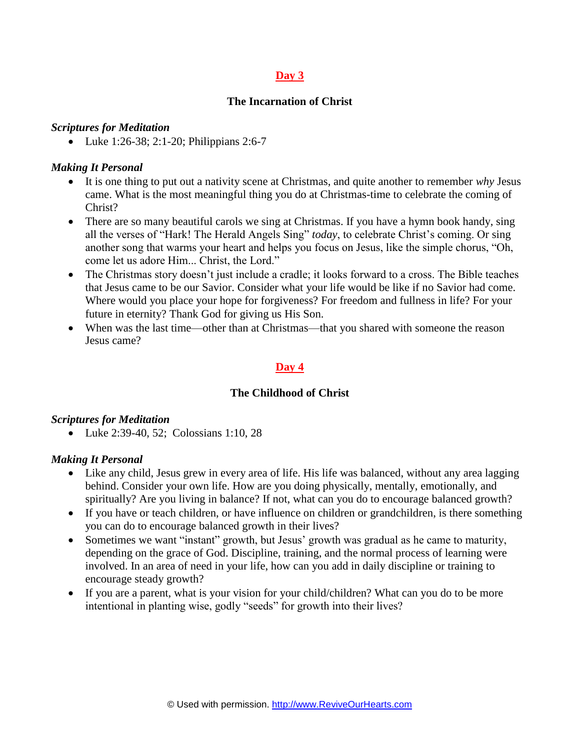## Day 3

### The Incarnation of Christ

***Scriptures for Meditation***

- Luke 1:26-38; 2:1-20; Philippians 2:6-7

***Making It Personal***

- It is one thing to put out a nativity scene at Christmas, and quite another to remember *why* Jesus came. What is the most meaningful thing you do at Christmas-time to celebrate the coming of Christ?
- There are so many beautiful carols we sing at Christmas. If you have a hymn book handy, sing all the verses of "Hark! The Herald Angels Sing" *today*, to celebrate Christ's coming. Or sing another song that warms your heart and helps you focus on Jesus, like the simple chorus, "Oh, come let us adore Him... Christ, the Lord."
- The Christmas story doesn't just include a cradle; it looks forward to a cross. The Bible teaches that Jesus came to be our Savior. Consider what your life would be like if no Savior had come. Where would you place your hope for forgiveness? For freedom and fullness in life? For your future in eternity? Thank God for giving us His Son.
- When was the last time—other than at Christmas—that you shared with someone the reason Jesus came?

## Day 4

### The Childhood of Christ

***Scriptures for Meditation***

- Luke 2:39-40, 52; Colossians 1:10, 28

***Making It Personal***

- Like any child, Jesus grew in every area of life. His life was balanced, without any area lagging behind. Consider your own life. How are you doing physically, mentally, emotionally, and spiritually? Are you living in balance? If not, what can you do to encourage balanced growth?
- If you have or teach children, or have influence on children or grandchildren, is there something you can do to encourage balanced growth in their lives?
- Sometimes we want "instant" growth, but Jesus' growth was gradual as he came to maturity, depending on the grace of God. Discipline, training, and the normal process of learning were involved. In an area of need in your life, how can you add in daily discipline or training to encourage steady growth?
- If you are a parent, what is your vision for your child/children? What can you do to be more intentional in planting wise, godly "seeds" for growth into their lives?

© Used with permission. http://www.ReviveOurHearts.com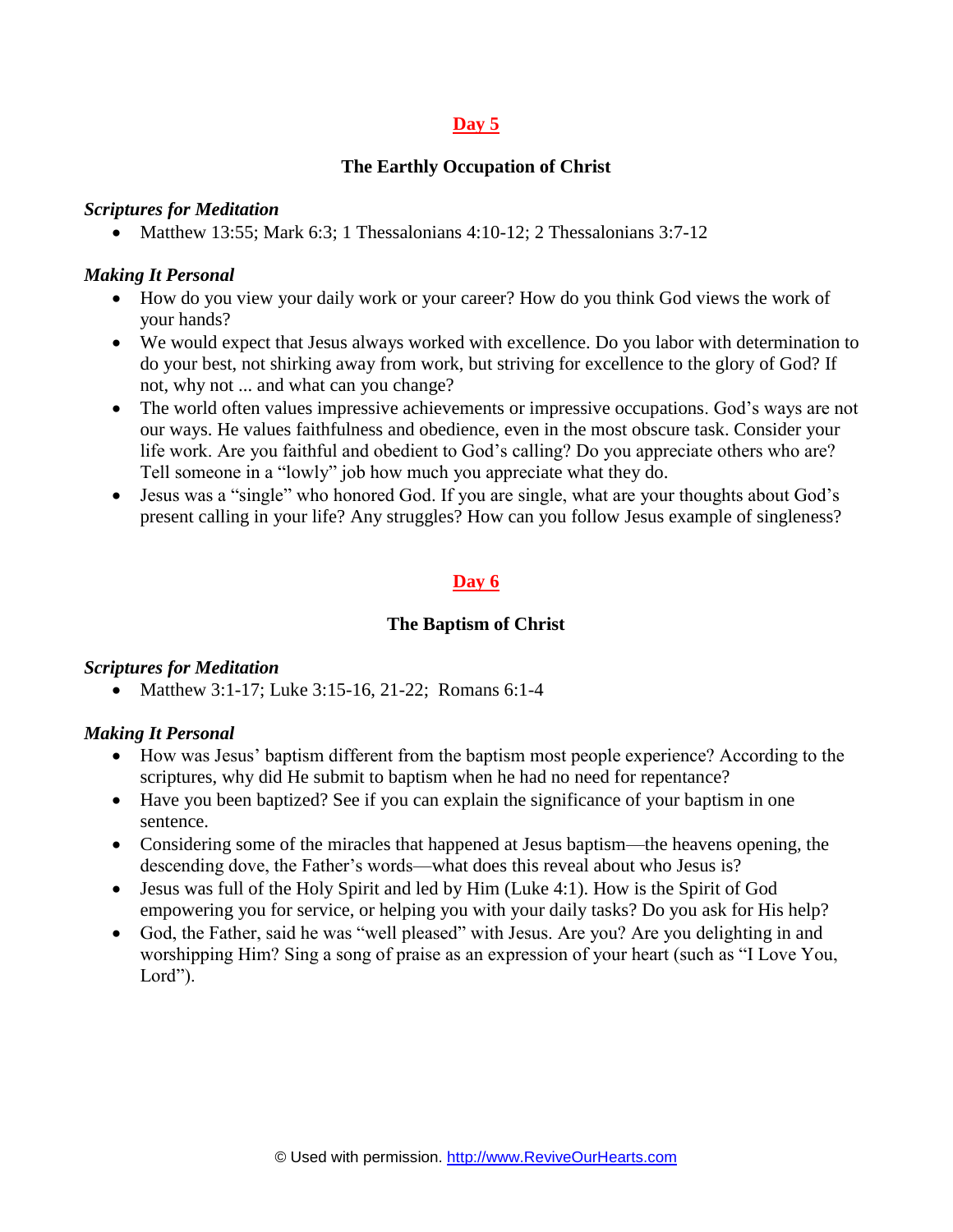## Day 5

### The Earthly Occupation of Christ

***Scriptures for Meditation***

- Matthew 13:55; Mark 6:3; 1 Thessalonians 4:10-12; 2 Thessalonians 3:7-12

***Making It Personal***

- How do you view your daily work or your career? How do you think God views the work of your hands?
- We would expect that Jesus always worked with excellence. Do you labor with determination to do your best, not shirking away from work, but striving for excellence to the glory of God? If not, why not ... and what can you change?
- The world often values impressive achievements or impressive occupations. God's ways are not our ways. He values faithfulness and obedience, even in the most obscure task. Consider your life work. Are you faithful and obedient to God's calling? Do you appreciate others who are? Tell someone in a "lowly" job how much you appreciate what they do.
- Jesus was a "single" who honored God. If you are single, what are your thoughts about God's present calling in your life? Any struggles? How can you follow Jesus example of singleness?

## Day 6

### The Baptism of Christ

***Scriptures for Meditation***

- Matthew 3:1-17; Luke 3:15-16, 21-22; Romans 6:1-4

***Making It Personal***

- How was Jesus' baptism different from the baptism most people experience? According to the scriptures, why did He submit to baptism when he had no need for repentance?
- Have you been baptized? See if you can explain the significance of your baptism in one sentence.
- Considering some of the miracles that happened at Jesus baptism—the heavens opening, the descending dove, the Father's words—what does this reveal about who Jesus is?
- Jesus was full of the Holy Spirit and led by Him (Luke 4:1). How is the Spirit of God empowering you for service, or helping you with your daily tasks? Do you ask for His help?
- God, the Father, said he was "well pleased" with Jesus. Are you? Are you delighting in and worshipping Him? Sing a song of praise as an expression of your heart (such as "I Love You, Lord").

© Used with permission. http://www.ReviveOurHearts.com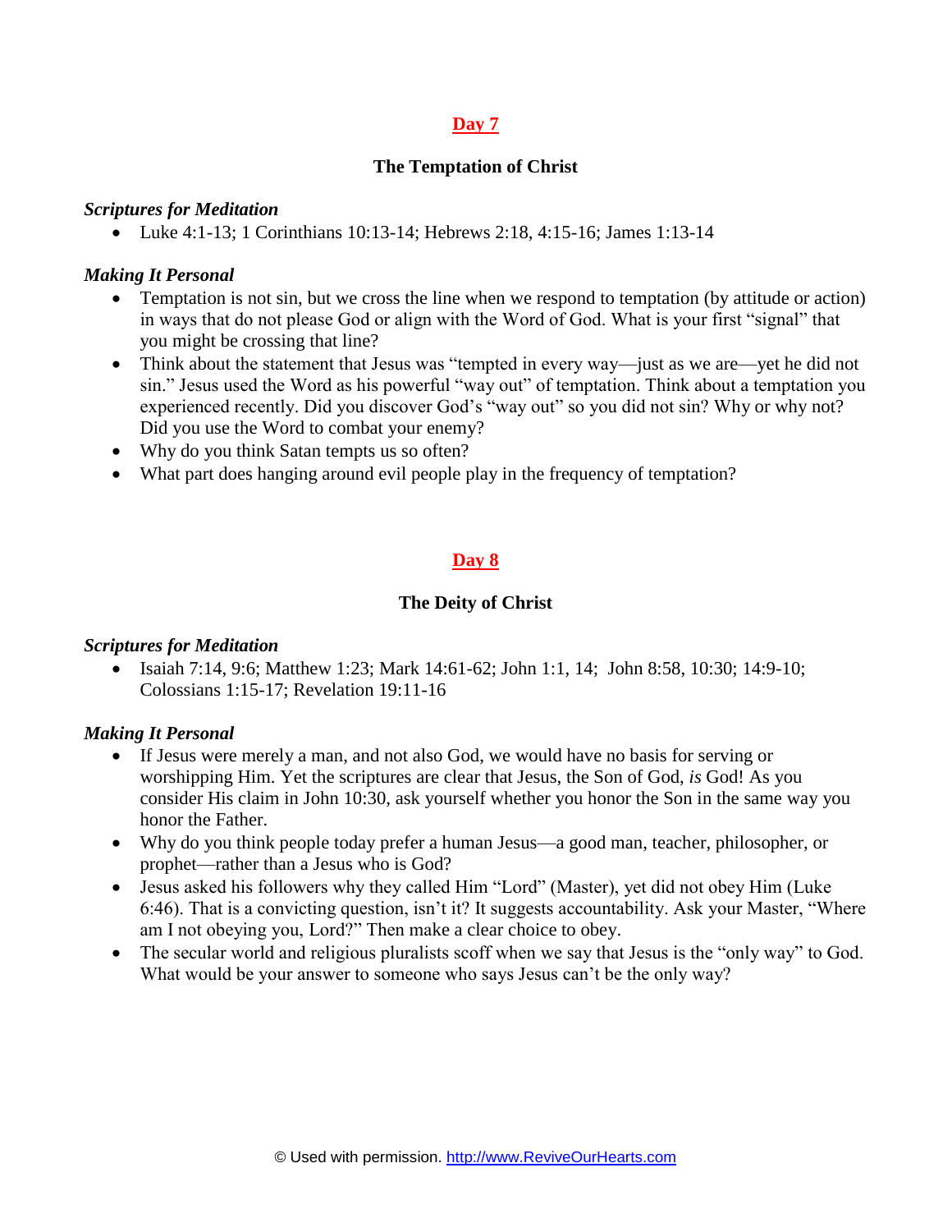## Day 7

### The Temptation of Christ

***Scriptures for Meditation***

- Luke 4:1-13; 1 Corinthians 10:13-14; Hebrews 2:18, 4:15-16; James 1:13-14

***Making It Personal***

- Temptation is not sin, but we cross the line when we respond to temptation (by attitude or action) in ways that do not please God or align with the Word of God. What is your first "signal" that you might be crossing that line?
- Think about the statement that Jesus was "tempted in every way—just as we are—yet he did not sin." Jesus used the Word as his powerful "way out" of temptation. Think about a temptation you experienced recently. Did you discover God's "way out" so you did not sin? Why or why not? Did you use the Word to combat your enemy?
- Why do you think Satan tempts us so often?
- What part does hanging around evil people play in the frequency of temptation?

## Day 8

### The Deity of Christ

***Scriptures for Meditation***

- Isaiah 7:14, 9:6; Matthew 1:23; Mark 14:61-62; John 1:1, 14; John 8:58, 10:30; 14:9-10; Colossians 1:15-17; Revelation 19:11-16

***Making It Personal***

- If Jesus were merely a man, and not also God, we would have no basis for serving or worshipping Him. Yet the scriptures are clear that Jesus, the Son of God, *is* God! As you consider His claim in John 10:30, ask yourself whether you honor the Son in the same way you honor the Father.
- Why do you think people today prefer a human Jesus—a good man, teacher, philosopher, or prophet—rather than a Jesus who is God?
- Jesus asked his followers why they called Him "Lord" (Master), yet did not obey Him (Luke 6:46). That is a convicting question, isn't it? It suggests accountability. Ask your Master, "Where am I not obeying you, Lord?" Then make a clear choice to obey.
- The secular world and religious pluralists scoff when we say that Jesus is the "only way" to God. What would be your answer to someone who says Jesus can't be the only way?

© Used with permission. http://www.ReviveOurHearts.com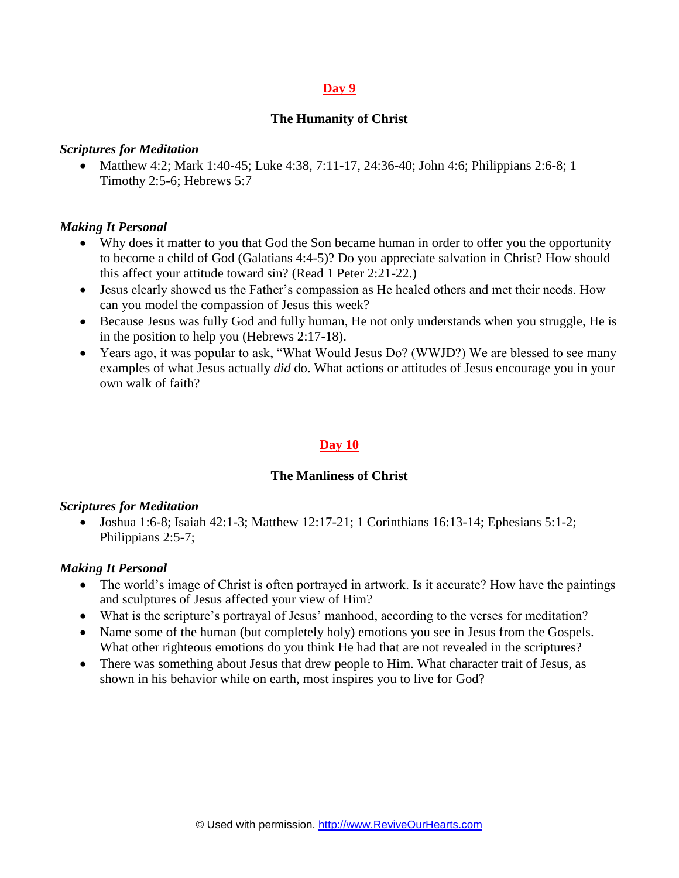## Day 9

### The Humanity of Christ

***Scriptures for Meditation***

- Matthew 4:2; Mark 1:40-45; Luke 4:38, 7:11-17, 24:36-40; John 4:6; Philippians 2:6-8; 1 Timothy 2:5-6; Hebrews 5:7

***Making It Personal***

- Why does it matter to you that God the Son became human in order to offer you the opportunity to become a child of God (Galatians 4:4-5)? Do you appreciate salvation in Christ? How should this affect your attitude toward sin? (Read 1 Peter 2:21-22.)
- Jesus clearly showed us the Father's compassion as He healed others and met their needs. How can you model the compassion of Jesus this week?
- Because Jesus was fully God and fully human, He not only understands when you struggle, He is in the position to help you (Hebrews 2:17-18).
- Years ago, it was popular to ask, "What Would Jesus Do? (WWJD?) We are blessed to see many examples of what Jesus actually *did* do. What actions or attitudes of Jesus encourage you in your own walk of faith?

## Day 10

### The Manliness of Christ

***Scriptures for Meditation***

- Joshua 1:6-8; Isaiah 42:1-3; Matthew 12:17-21; 1 Corinthians 16:13-14; Ephesians 5:1-2; Philippians 2:5-7;

***Making It Personal***

- The world's image of Christ is often portrayed in artwork. Is it accurate? How have the paintings and sculptures of Jesus affected your view of Him?
- What is the scripture's portrayal of Jesus' manhood, according to the verses for meditation?
- Name some of the human (but completely holy) emotions you see in Jesus from the Gospels. What other righteous emotions do you think He had that are not revealed in the scriptures?
- There was something about Jesus that drew people to Him. What character trait of Jesus, as shown in his behavior while on earth, most inspires you to live for God?

© Used with permission. http://www.ReviveOurHearts.com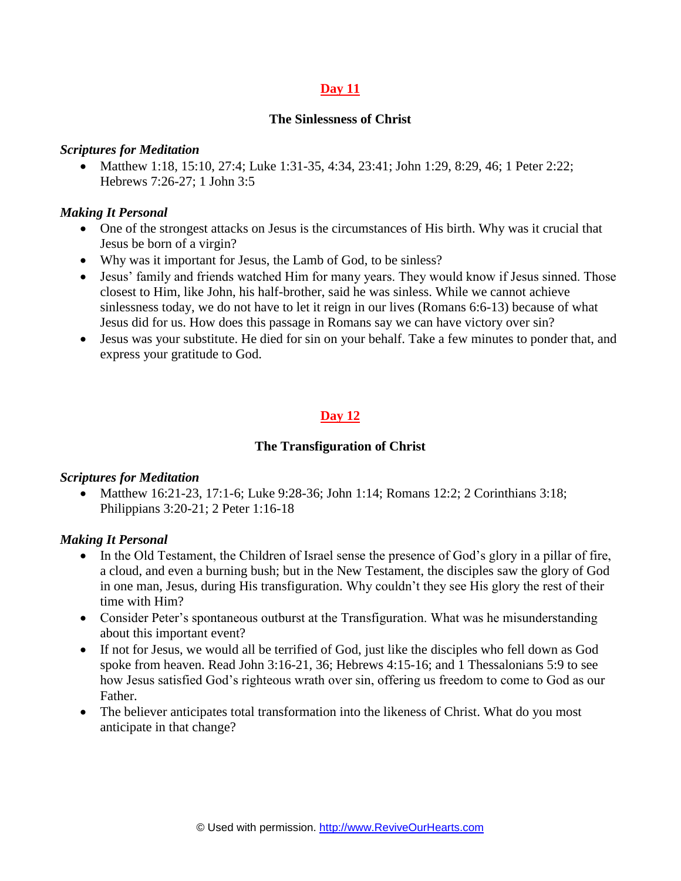## Day 11

### The Sinlessness of Christ

***Scriptures for Meditation***

- Matthew 1:18, 15:10, 27:4; Luke 1:31-35, 4:34, 23:41; John 1:29, 8:29, 46; 1 Peter 2:22; Hebrews 7:26-27; 1 John 3:5

***Making It Personal***

- One of the strongest attacks on Jesus is the circumstances of His birth. Why was it crucial that Jesus be born of a virgin?
- Why was it important for Jesus, the Lamb of God, to be sinless?
- Jesus' family and friends watched Him for many years. They would know if Jesus sinned. Those closest to Him, like John, his half-brother, said he was sinless. While we cannot achieve sinlessness today, we do not have to let it reign in our lives (Romans 6:6-13) because of what Jesus did for us. How does this passage in Romans say we can have victory over sin?
- Jesus was your substitute. He died for sin on your behalf. Take a few minutes to ponder that, and express your gratitude to God.

## Day 12

### The Transfiguration of Christ

***Scriptures for Meditation***

- Matthew 16:21-23, 17:1-6; Luke 9:28-36; John 1:14; Romans 12:2; 2 Corinthians 3:18; Philippians 3:20-21; 2 Peter 1:16-18

***Making It Personal***

- In the Old Testament, the Children of Israel sense the presence of God's glory in a pillar of fire, a cloud, and even a burning bush; but in the New Testament, the disciples saw the glory of God in one man, Jesus, during His transfiguration. Why couldn't they see His glory the rest of their time with Him?
- Consider Peter's spontaneous outburst at the Transfiguration. What was he misunderstanding about this important event?
- If not for Jesus, we would all be terrified of God, just like the disciples who fell down as God spoke from heaven. Read John 3:16-21, 36; Hebrews 4:15-16; and 1 Thessalonians 5:9 to see how Jesus satisfied God's righteous wrath over sin, offering us freedom to come to God as our Father.
- The believer anticipates total transformation into the likeness of Christ. What do you most anticipate in that change?

© Used with permission. http://www.ReviveOurHearts.com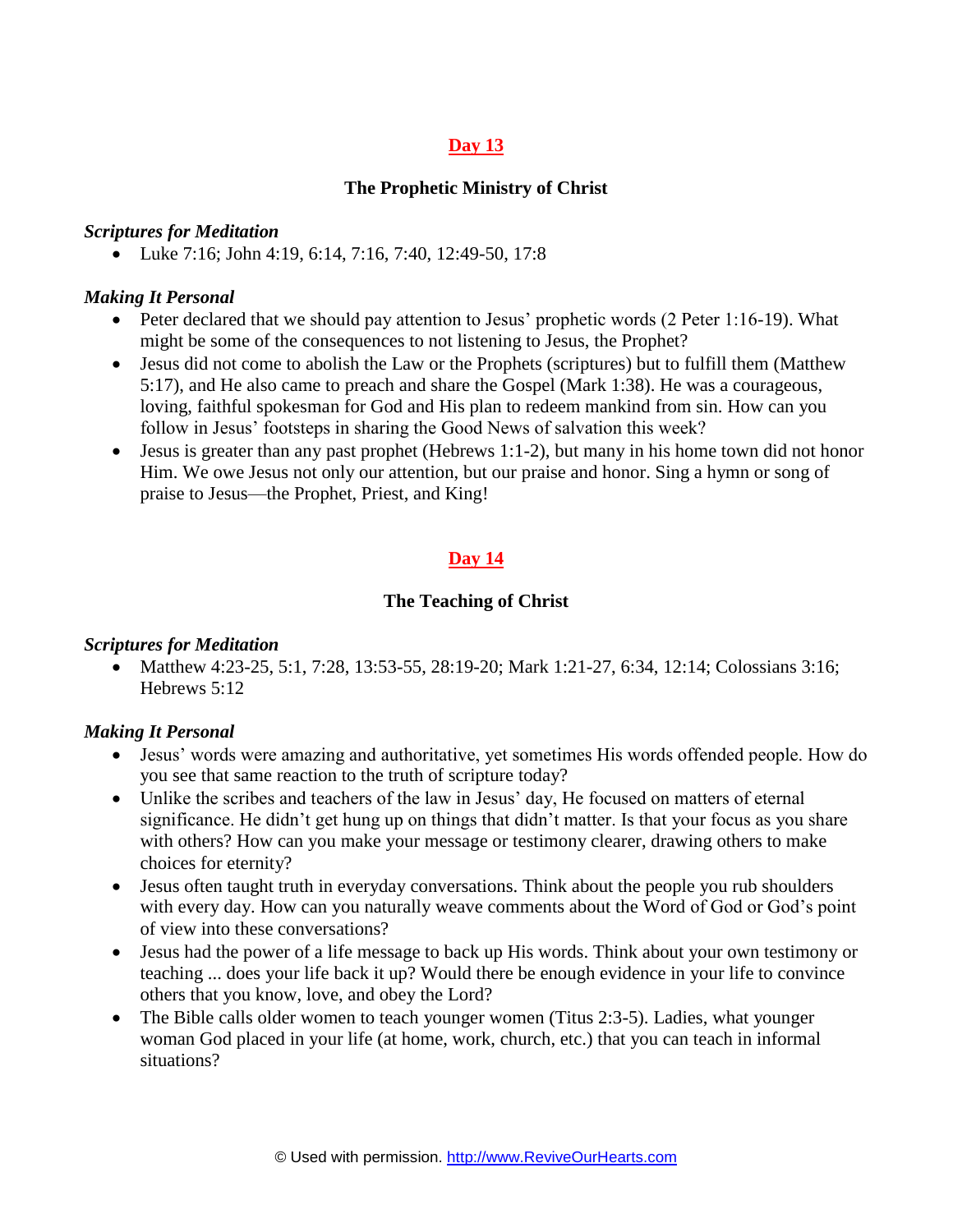## Day 13

### The Prophetic Ministry of Christ

***Scriptures for Meditation***

- Luke 7:16; John 4:19, 6:14, 7:16, 7:40, 12:49-50, 17:8

***Making It Personal***

- Peter declared that we should pay attention to Jesus' prophetic words (2 Peter 1:16-19). What might be some of the consequences to not listening to Jesus, the Prophet?
- Jesus did not come to abolish the Law or the Prophets (scriptures) but to fulfill them (Matthew 5:17), and He also came to preach and share the Gospel (Mark 1:38). He was a courageous, loving, faithful spokesman for God and His plan to redeem mankind from sin. How can you follow in Jesus' footsteps in sharing the Good News of salvation this week?
- Jesus is greater than any past prophet (Hebrews 1:1-2), but many in his home town did not honor Him. We owe Jesus not only our attention, but our praise and honor. Sing a hymn or song of praise to Jesus—the Prophet, Priest, and King!

## Day 14

### The Teaching of Christ

***Scriptures for Meditation***

- Matthew 4:23-25, 5:1, 7:28, 13:53-55, 28:19-20; Mark 1:21-27, 6:34, 12:14; Colossians 3:16; Hebrews 5:12

***Making It Personal***

- Jesus' words were amazing and authoritative, yet sometimes His words offended people. How do you see that same reaction to the truth of scripture today?
- Unlike the scribes and teachers of the law in Jesus' day, He focused on matters of eternal significance. He didn't get hung up on things that didn't matter. Is that your focus as you share with others? How can you make your message or testimony clearer, drawing others to make choices for eternity?
- Jesus often taught truth in everyday conversations. Think about the people you rub shoulders with every day. How can you naturally weave comments about the Word of God or God's point of view into these conversations?
- Jesus had the power of a life message to back up His words. Think about your own testimony or teaching ... does your life back it up? Would there be enough evidence in your life to convince others that you know, love, and obey the Lord?
- The Bible calls older women to teach younger women (Titus 2:3-5). Ladies, what younger woman God placed in your life (at home, work, church, etc.) that you can teach in informal situations?

© Used with permission. http://www.ReviveOurHearts.com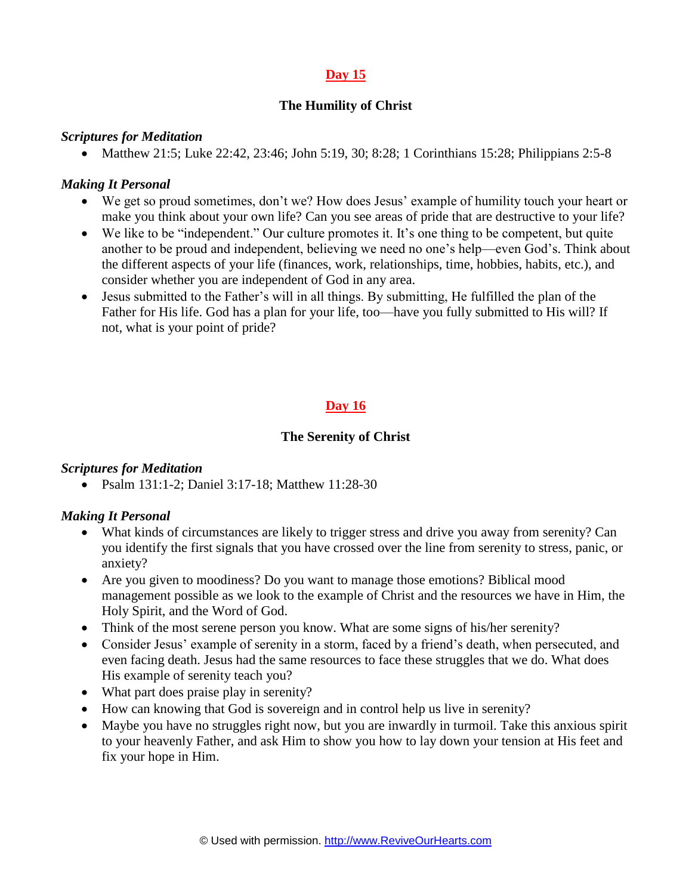## Day 15

### The Humility of Christ

***Scriptures for Meditation***

- Matthew 21:5; Luke 22:42, 23:46; John 5:19, 30; 8:28; 1 Corinthians 15:28; Philippians 2:5-8

***Making It Personal***

- We get so proud sometimes, don't we? How does Jesus' example of humility touch your heart or make you think about your own life? Can you see areas of pride that are destructive to your life?
- We like to be "independent." Our culture promotes it. It's one thing to be competent, but quite another to be proud and independent, believing we need no one's help—even God's. Think about the different aspects of your life (finances, work, relationships, time, hobbies, habits, etc.), and consider whether you are independent of God in any area.
- Jesus submitted to the Father's will in all things. By submitting, He fulfilled the plan of the Father for His life. God has a plan for your life, too—have you fully submitted to His will? If not, what is your point of pride?

## Day 16

### The Serenity of Christ

***Scriptures for Meditation***

- Psalm 131:1-2; Daniel 3:17-18; Matthew 11:28-30

***Making It Personal***

- What kinds of circumstances are likely to trigger stress and drive you away from serenity? Can you identify the first signals that you have crossed over the line from serenity to stress, panic, or anxiety?
- Are you given to moodiness? Do you want to manage those emotions? Biblical mood management possible as we look to the example of Christ and the resources we have in Him, the Holy Spirit, and the Word of God.
- Think of the most serene person you know. What are some signs of his/her serenity?
- Consider Jesus' example of serenity in a storm, faced by a friend's death, when persecuted, and even facing death. Jesus had the same resources to face these struggles that we do. What does His example of serenity teach you?
- What part does praise play in serenity?
- How can knowing that God is sovereign and in control help us live in serenity?
- Maybe you have no struggles right now, but you are inwardly in turmoil. Take this anxious spirit to your heavenly Father, and ask Him to show you how to lay down your tension at His feet and fix your hope in Him.

© Used with permission. http://www.ReviveOurHearts.com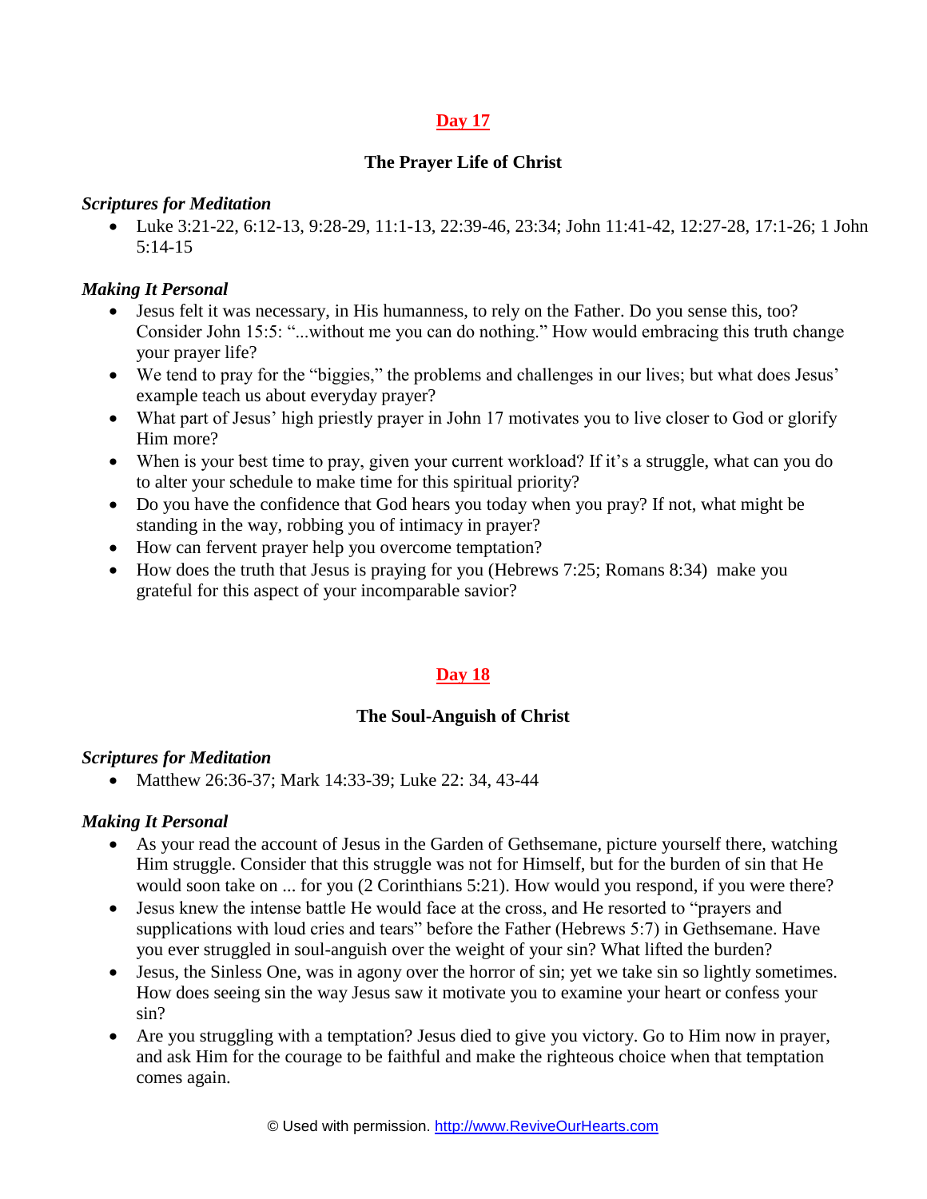## Day 17

### The Prayer Life of Christ

***Scriptures for Meditation***

- Luke 3:21-22, 6:12-13, 9:28-29, 11:1-13, 22:39-46, 23:34; John 11:41-42, 12:27-28, 17:1-26; 1 John 5:14-15

***Making It Personal***

- Jesus felt it was necessary, in His humanness, to rely on the Father. Do you sense this, too? Consider John 15:5: "...without me you can do nothing." How would embracing this truth change your prayer life?
- We tend to pray for the "biggies," the problems and challenges in our lives; but what does Jesus' example teach us about everyday prayer?
- What part of Jesus' high priestly prayer in John 17 motivates you to live closer to God or glorify Him more?
- When is your best time to pray, given your current workload? If it's a struggle, what can you do to alter your schedule to make time for this spiritual priority?
- Do you have the confidence that God hears you today when you pray? If not, what might be standing in the way, robbing you of intimacy in prayer?
- How can fervent prayer help you overcome temptation?
- How does the truth that Jesus is praying for you (Hebrews 7:25; Romans 8:34) make you grateful for this aspect of your incomparable savior?

## Day 18

### The Soul-Anguish of Christ

***Scriptures for Meditation***

- Matthew 26:36-37; Mark 14:33-39; Luke 22: 34, 43-44

***Making It Personal***

- As your read the account of Jesus in the Garden of Gethsemane, picture yourself there, watching Him struggle. Consider that this struggle was not for Himself, but for the burden of sin that He would soon take on ... for you (2 Corinthians 5:21). How would you respond, if you were there?
- Jesus knew the intense battle He would face at the cross, and He resorted to "prayers and supplications with loud cries and tears" before the Father (Hebrews 5:7) in Gethsemane. Have you ever struggled in soul-anguish over the weight of your sin? What lifted the burden?
- Jesus, the Sinless One, was in agony over the horror of sin; yet we take sin so lightly sometimes. How does seeing sin the way Jesus saw it motivate you to examine your heart or confess your sin?
- Are you struggling with a temptation? Jesus died to give you victory. Go to Him now in prayer, and ask Him for the courage to be faithful and make the righteous choice when that temptation comes again.

© Used with permission. http://www.ReviveOurHearts.com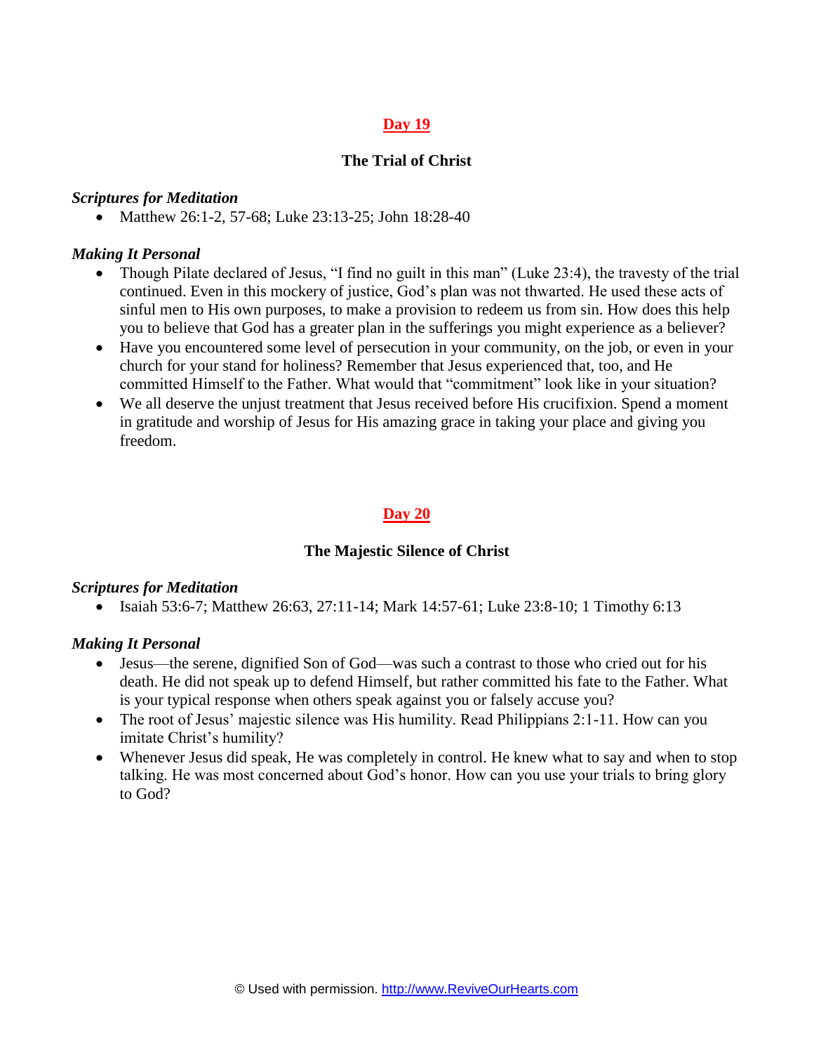## Day 19

### The Trial of Christ

***Scriptures for Meditation***

- Matthew 26:1-2, 57-68; Luke 23:13-25; John 18:28-40

***Making It Personal***

- Though Pilate declared of Jesus, "I find no guilt in this man" (Luke 23:4), the travesty of the trial continued. Even in this mockery of justice, God's plan was not thwarted. He used these acts of sinful men to His own purposes, to make a provision to redeem us from sin. How does this help you to believe that God has a greater plan in the sufferings you might experience as a believer?
- Have you encountered some level of persecution in your community, on the job, or even in your church for your stand for holiness? Remember that Jesus experienced that, too, and He committed Himself to the Father. What would that "commitment" look like in your situation?
- We all deserve the unjust treatment that Jesus received before His crucifixion. Spend a moment in gratitude and worship of Jesus for His amazing grace in taking your place and giving you freedom.

## Day 20

### The Majestic Silence of Christ

***Scriptures for Meditation***

- Isaiah 53:6-7; Matthew 26:63, 27:11-14; Mark 14:57-61; Luke 23:8-10; 1 Timothy 6:13

***Making It Personal***

- Jesus—the serene, dignified Son of God—was such a contrast to those who cried out for his death. He did not speak up to defend Himself, but rather committed his fate to the Father. What is your typical response when others speak against you or falsely accuse you?
- The root of Jesus' majestic silence was His humility. Read Philippians 2:1-11. How can you imitate Christ's humility?
- Whenever Jesus did speak, He was completely in control. He knew what to say and when to stop talking. He was most concerned about God's honor. How can you use your trials to bring glory to God?

© Used with permission. http://www.ReviveOurHearts.com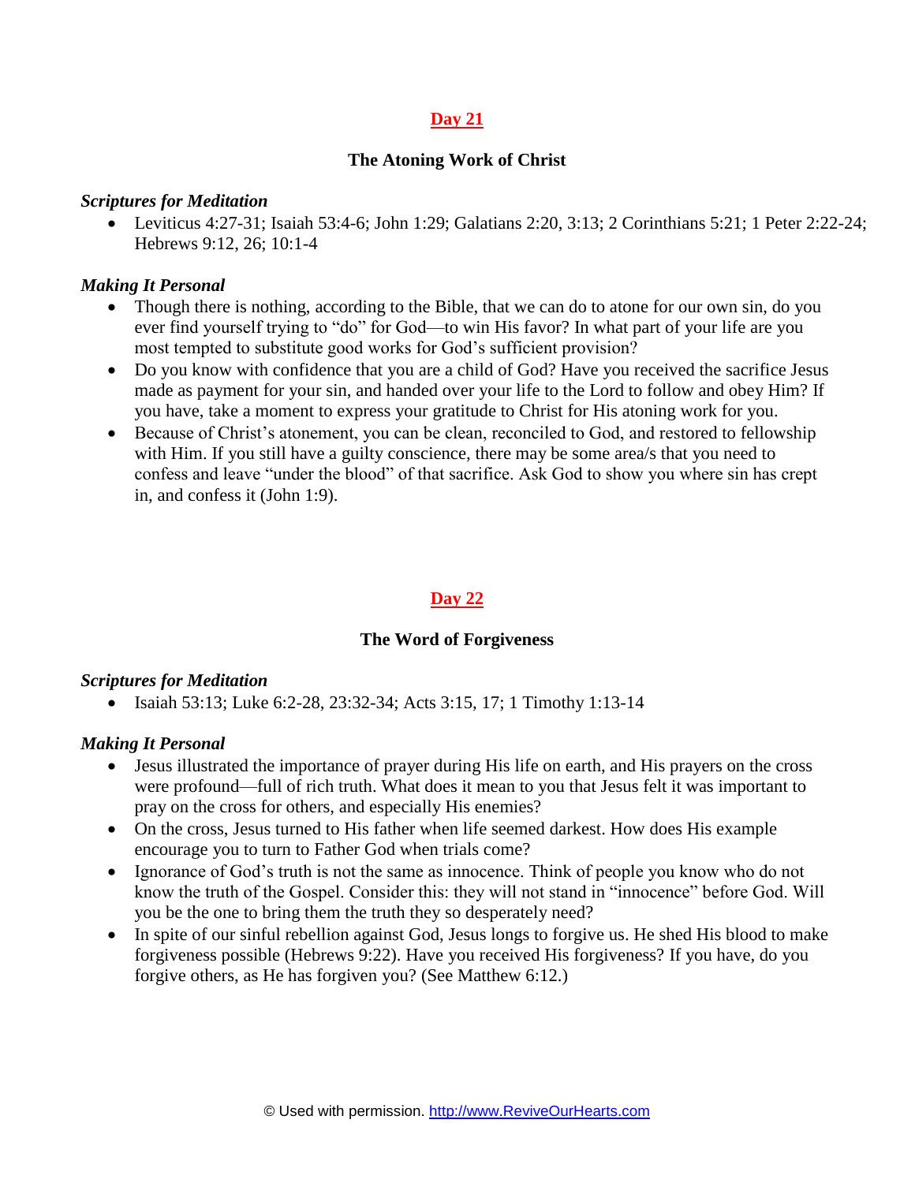## Day 21

### The Atoning Work of Christ

***Scriptures for Meditation***

- Leviticus 4:27-31; Isaiah 53:4-6; John 1:29; Galatians 2:20, 3:13; 2 Corinthians 5:21; 1 Peter 2:22-24; Hebrews 9:12, 26; 10:1-4

***Making It Personal***

- Though there is nothing, according to the Bible, that we can do to atone for our own sin, do you ever find yourself trying to "do" for God—to win His favor? In what part of your life are you most tempted to substitute good works for God's sufficient provision?
- Do you know with confidence that you are a child of God? Have you received the sacrifice Jesus made as payment for your sin, and handed over your life to the Lord to follow and obey Him? If you have, take a moment to express your gratitude to Christ for His atoning work for you.
- Because of Christ's atonement, you can be clean, reconciled to God, and restored to fellowship with Him. If you still have a guilty conscience, there may be some area/s that you need to confess and leave "under the blood" of that sacrifice. Ask God to show you where sin has crept in, and confess it (John 1:9).

## Day 22

### The Word of Forgiveness

***Scriptures for Meditation***

- Isaiah 53:13; Luke 6:2-28, 23:32-34; Acts 3:15, 17; 1 Timothy 1:13-14

***Making It Personal***

- Jesus illustrated the importance of prayer during His life on earth, and His prayers on the cross were profound—full of rich truth. What does it mean to you that Jesus felt it was important to pray on the cross for others, and especially His enemies?
- On the cross, Jesus turned to His father when life seemed darkest. How does His example encourage you to turn to Father God when trials come?
- Ignorance of God's truth is not the same as innocence. Think of people you know who do not know the truth of the Gospel. Consider this: they will not stand in "innocence" before God. Will you be the one to bring them the truth they so desperately need?
- In spite of our sinful rebellion against God, Jesus longs to forgive us. He shed His blood to make forgiveness possible (Hebrews 9:22). Have you received His forgiveness? If you have, do you forgive others, as He has forgiven you? (See Matthew 6:12.)

© Used with permission. http://www.ReviveOurHearts.com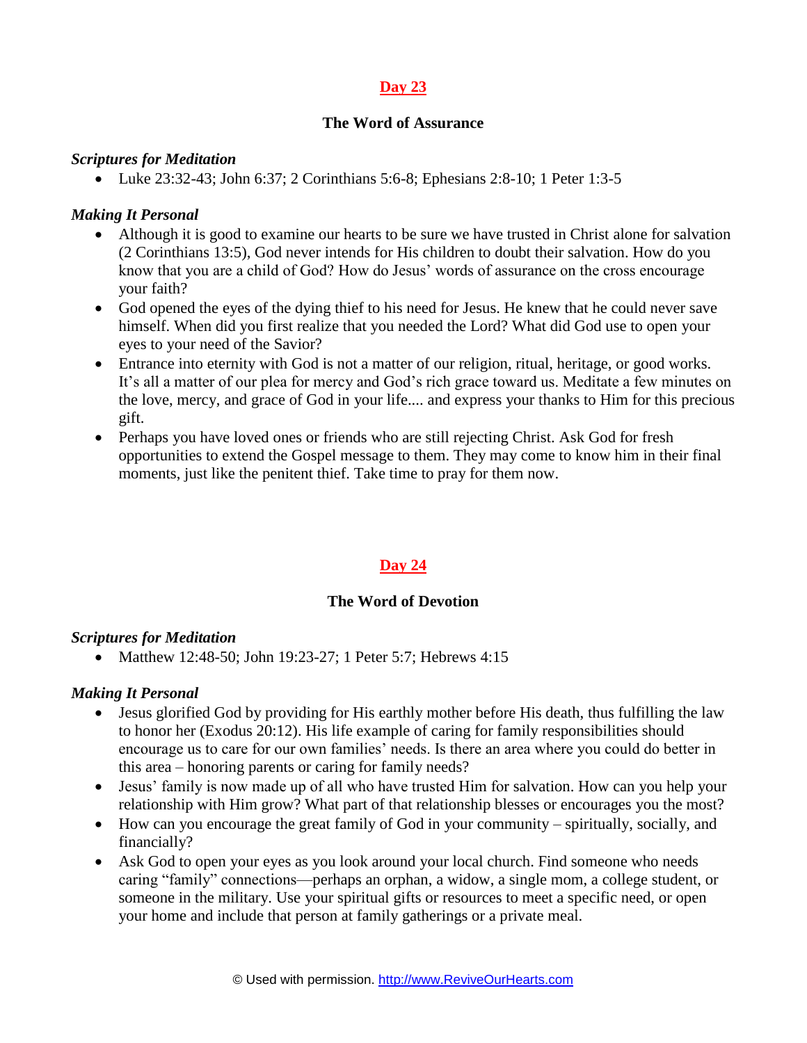## Day 23

### The Word of Assurance

***Scriptures for Meditation***

- Luke 23:32-43; John 6:37; 2 Corinthians 5:6-8; Ephesians 2:8-10; 1 Peter 1:3-5

***Making It Personal***

- Although it is good to examine our hearts to be sure we have trusted in Christ alone for salvation (2 Corinthians 13:5), God never intends for His children to doubt their salvation. How do you know that you are a child of God? How do Jesus' words of assurance on the cross encourage your faith?
- God opened the eyes of the dying thief to his need for Jesus. He knew that he could never save himself. When did you first realize that you needed the Lord? What did God use to open your eyes to your need of the Savior?
- Entrance into eternity with God is not a matter of our religion, ritual, heritage, or good works. It's all a matter of our plea for mercy and God's rich grace toward us. Meditate a few minutes on the love, mercy, and grace of God in your life.... and express your thanks to Him for this precious gift.
- Perhaps you have loved ones or friends who are still rejecting Christ. Ask God for fresh opportunities to extend the Gospel message to them. They may come to know him in their final moments, just like the penitent thief. Take time to pray for them now.

## Day 24

### The Word of Devotion

***Scriptures for Meditation***

- Matthew 12:48-50; John 19:23-27; 1 Peter 5:7; Hebrews 4:15

***Making It Personal***

- Jesus glorified God by providing for His earthly mother before His death, thus fulfilling the law to honor her (Exodus 20:12). His life example of caring for family responsibilities should encourage us to care for our own families' needs. Is there an area where you could do better in this area – honoring parents or caring for family needs?
- Jesus' family is now made up of all who have trusted Him for salvation. How can you help your relationship with Him grow? What part of that relationship blesses or encourages you the most?
- How can you encourage the great family of God in your community – spiritually, socially, and financially?
- Ask God to open your eyes as you look around your local church. Find someone who needs caring "family" connections—perhaps an orphan, a widow, a single mom, a college student, or someone in the military. Use your spiritual gifts or resources to meet a specific need, or open your home and include that person at family gatherings or a private meal.

© Used with permission. http://www.ReviveOurHearts.com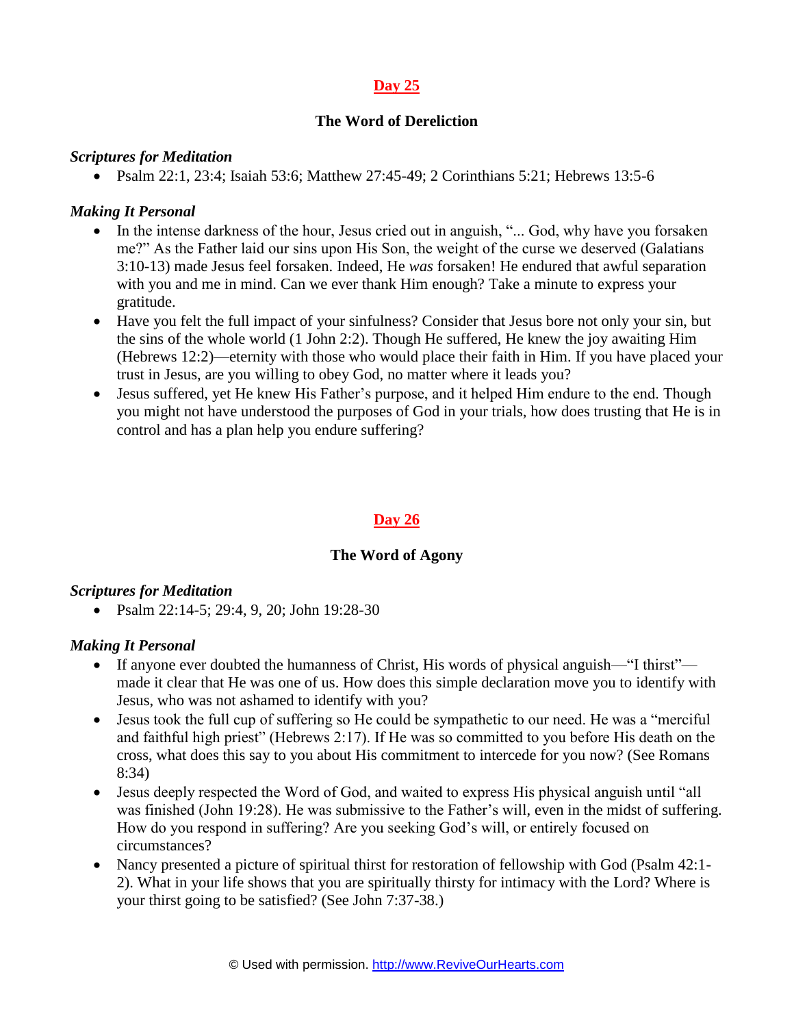## Day 25

### The Word of Dereliction

***Scriptures for Meditation***

- Psalm 22:1, 23:4; Isaiah 53:6; Matthew 27:45-49; 2 Corinthians 5:21; Hebrews 13:5-6

***Making It Personal***

- In the intense darkness of the hour, Jesus cried out in anguish, "... God, why have you forsaken me?" As the Father laid our sins upon His Son, the weight of the curse we deserved (Galatians 3:10-13) made Jesus feel forsaken. Indeed, He *was* forsaken! He endured that awful separation with you and me in mind. Can we ever thank Him enough? Take a minute to express your gratitude.
- Have you felt the full impact of your sinfulness? Consider that Jesus bore not only your sin, but the sins of the whole world (1 John 2:2). Though He suffered, He knew the joy awaiting Him (Hebrews 12:2)—eternity with those who would place their faith in Him. If you have placed your trust in Jesus, are you willing to obey God, no matter where it leads you?
- Jesus suffered, yet He knew His Father's purpose, and it helped Him endure to the end. Though you might not have understood the purposes of God in your trials, how does trusting that He is in control and has a plan help you endure suffering?

## Day 26

### The Word of Agony

***Scriptures for Meditation***

- Psalm 22:14-5; 29:4, 9, 20; John 19:28-30

***Making It Personal***

- If anyone ever doubted the humanness of Christ, His words of physical anguish—"I thirst"—made it clear that He was one of us. How does this simple declaration move you to identify with Jesus, who was not ashamed to identify with you?
- Jesus took the full cup of suffering so He could be sympathetic to our need. He was a "merciful and faithful high priest" (Hebrews 2:17). If He was so committed to you before His death on the cross, what does this say to you about His commitment to intercede for you now? (See Romans 8:34)
- Jesus deeply respected the Word of God, and waited to express His physical anguish until "all was finished (John 19:28). He was submissive to the Father's will, even in the midst of suffering. How do you respond in suffering? Are you seeking God's will, or entirely focused on circumstances?
- Nancy presented a picture of spiritual thirst for restoration of fellowship with God (Psalm 42:1-2). What in your life shows that you are spiritually thirsty for intimacy with the Lord? Where is your thirst going to be satisfied? (See John 7:37-38.)

© Used with permission. http://www.ReviveOurHearts.com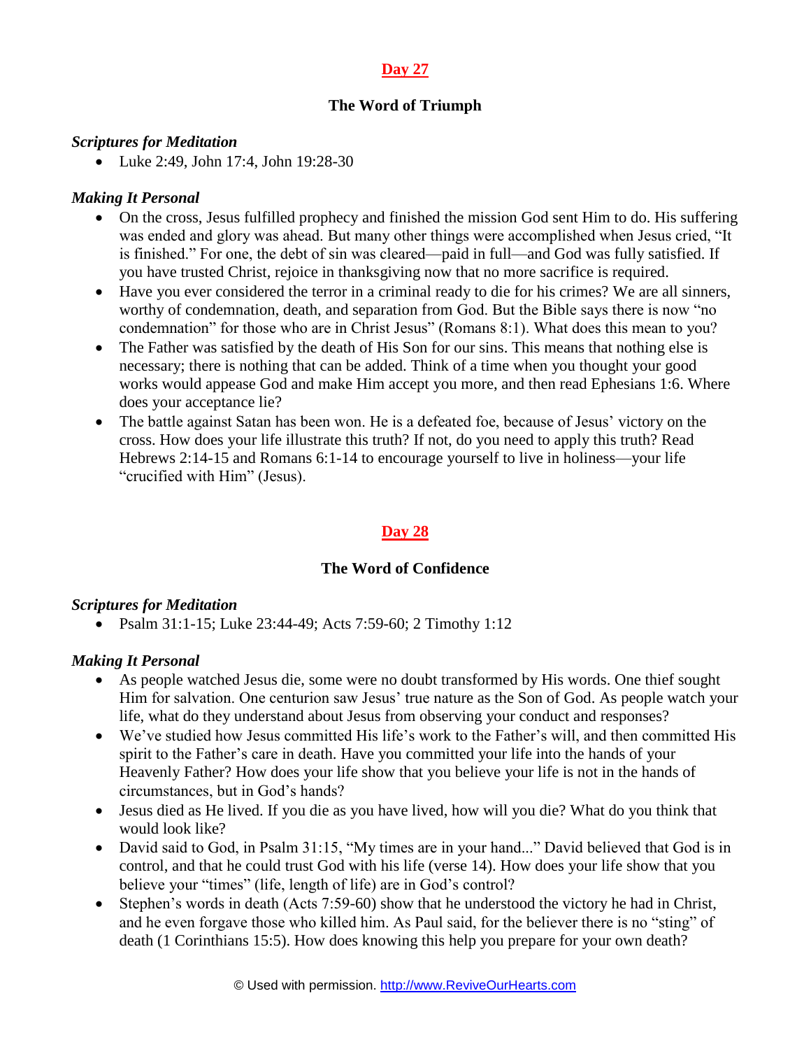## Day 27

### The Word of Triumph

***Scriptures for Meditation***

- Luke 2:49, John 17:4, John 19:28-30

***Making It Personal***

- On the cross, Jesus fulfilled prophecy and finished the mission God sent Him to do. His suffering was ended and glory was ahead. But many other things were accomplished when Jesus cried, "It is finished." For one, the debt of sin was cleared—paid in full—and God was fully satisfied. If you have trusted Christ, rejoice in thanksgiving now that no more sacrifice is required.
- Have you ever considered the terror in a criminal ready to die for his crimes? We are all sinners, worthy of condemnation, death, and separation from God. But the Bible says there is now "no condemnation" for those who are in Christ Jesus" (Romans 8:1). What does this mean to you?
- The Father was satisfied by the death of His Son for our sins. This means that nothing else is necessary; there is nothing that can be added. Think of a time when you thought your good works would appease God and make Him accept you more, and then read Ephesians 1:6. Where does your acceptance lie?
- The battle against Satan has been won. He is a defeated foe, because of Jesus' victory on the cross. How does your life illustrate this truth? If not, do you need to apply this truth? Read Hebrews 2:14-15 and Romans 6:1-14 to encourage yourself to live in holiness—your life "crucified with Him" (Jesus).

## Day 28

### The Word of Confidence

***Scriptures for Meditation***

- Psalm 31:1-15; Luke 23:44-49; Acts 7:59-60; 2 Timothy 1:12

***Making It Personal***

- As people watched Jesus die, some were no doubt transformed by His words. One thief sought Him for salvation. One centurion saw Jesus' true nature as the Son of God. As people watch your life, what do they understand about Jesus from observing your conduct and responses?
- We've studied how Jesus committed His life's work to the Father's will, and then committed His spirit to the Father's care in death. Have you committed your life into the hands of your Heavenly Father? How does your life show that you believe your life is not in the hands of circumstances, but in God's hands?
- Jesus died as He lived. If you die as you have lived, how will you die? What do you think that would look like?
- David said to God, in Psalm 31:15, "My times are in your hand..." David believed that God is in control, and that he could trust God with his life (verse 14). How does your life show that you believe your "times" (life, length of life) are in God's control?
- Stephen's words in death (Acts 7:59-60) show that he understood the victory he had in Christ, and he even forgave those who killed him. As Paul said, for the believer there is no "sting" of death (1 Corinthians 15:5). How does knowing this help you prepare for your own death?

© Used with permission. http://www.ReviveOurHearts.com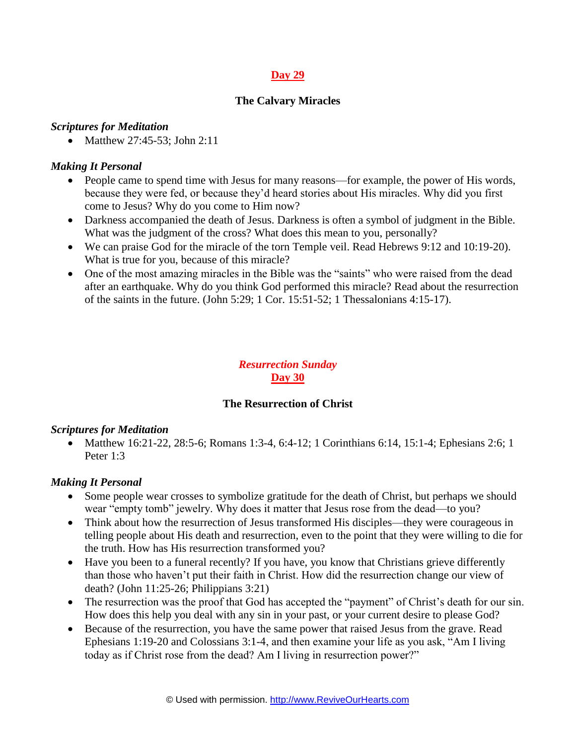## Day 29

### The Calvary Miracles

***Scriptures for Meditation***

- Matthew 27:45-53; John 2:11

***Making It Personal***

- People came to spend time with Jesus for many reasons—for example, the power of His words, because they were fed, or because they'd heard stories about His miracles. Why did you first come to Jesus? Why do you come to Him now?
- Darkness accompanied the death of Jesus. Darkness is often a symbol of judgment in the Bible. What was the judgment of the cross? What does this mean to you, personally?
- We can praise God for the miracle of the torn Temple veil. Read Hebrews 9:12 and 10:19-20). What is true for you, because of this miracle?
- One of the most amazing miracles in the Bible was the "saints" who were raised from the dead after an earthquake. Why do you think God performed this miracle? Read about the resurrection of the saints in the future. (John 5:29; 1 Cor. 15:51-52; 1 Thessalonians 4:15-17).

*Resurrection Sunday*

## Day 30

### The Resurrection of Christ

***Scriptures for Meditation***

- Matthew 16:21-22, 28:5-6; Romans 1:3-4, 6:4-12; 1 Corinthians 6:14, 15:1-4; Ephesians 2:6; 1 Peter 1:3

***Making It Personal***

- Some people wear crosses to symbolize gratitude for the death of Christ, but perhaps we should wear "empty tomb" jewelry. Why does it matter that Jesus rose from the dead—to you?
- Think about how the resurrection of Jesus transformed His disciples—they were courageous in telling people about His death and resurrection, even to the point that they were willing to die for the truth. How has His resurrection transformed you?
- Have you been to a funeral recently? If you have, you know that Christians grieve differently than those who haven't put their faith in Christ. How did the resurrection change our view of death? (John 11:25-26; Philippians 3:21)
- The resurrection was the proof that God has accepted the "payment" of Christ's death for our sin. How does this help you deal with any sin in your past, or your current desire to please God?
- Because of the resurrection, you have the same power that raised Jesus from the grave. Read Ephesians 1:19-20 and Colossians 3:1-4, and then examine your life as you ask, "Am I living today as if Christ rose from the dead? Am I living in resurrection power?"

© Used with permission. http://www.ReviveOurHearts.com